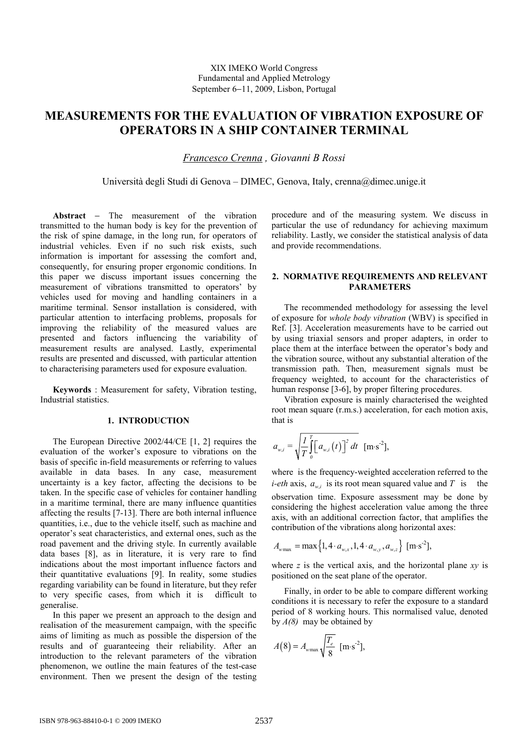XIX IMEKO World Congress
Fundamental and Applied Metrology
September 6−11, 2009, Lisbon, Portugal

# MEASUREMENTS FOR THE EVALUATION OF VIBRATION EXPOSURE OF OPERATORS IN A SHIP CONTAINER TERMINAL

*Francesco Crenna , Giovanni B Rossi*

Università degli Studi di Genova – DIMEC, Genova, Italy, crenna@dimec.unige.it

**Abstract** − The measurement of the vibration transmitted to the human body is key for the prevention of the risk of spine damage, in the long run, for operators of industrial vehicles. Even if no such risk exists, such information is important for assessing the comfort and, consequently, for ensuring proper ergonomic conditions. In this paper we discuss important issues concerning the measurement of vibrations transmitted to operators' by vehicles used for moving and handling containers in a maritime terminal. Sensor installation is considered, with particular attention to interfacing problems, proposals for improving the reliability of the measured values are presented and factors influencing the variability of measurement results are analysed. Lastly, experimental results are presented and discussed, with particular attention to characterising parameters used for exposure evaluation.

**Keywords** : Measurement for safety, Vibration testing, Industrial statistics.

## 1. INTRODUCTION

The European Directive 2002/44/CE [1, 2] requires the evaluation of the worker's exposure to vibrations on the basis of specific in-field measurements or referring to values available in data bases. In any case, measurement uncertainty is a key factor, affecting the decisions to be taken. In the specific case of vehicles for container handling in a maritime terminal, there are many influence quantities affecting the results [7-13]. There are both internal influence quantities, i.e., due to the vehicle itself, such as machine and operator's seat characteristics, and external ones, such as the road pavement and the driving style. In currently available data bases [8], as in literature, it is very rare to find indications about the most important influence factors and their quantitative evaluations [9]. In reality, some studies regarding variability can be found in literature, but they refer to very specific cases, from which it is difficult to generalise.

In this paper we present an approach to the design and realisation of the measurement campaign, with the specific aims of limiting as much as possible the dispersion of the results and of guaranteeing their reliability. After an introduction to the relevant parameters of the vibration phenomenon, we outline the main features of the test-case environment. Then we present the design of the testing procedure and of the measuring system. We discuss in particular the use of redundancy for achieving maximum reliability. Lastly, we consider the statistical analysis of data and provide recommendations.

## 2. NORMATIVE REQUIREMENTS AND RELEVANT PARAMETERS

The recommended methodology for assessing the level of exposure for *whole body vibration* (WBV) is specified in Ref. [3]. Acceleration measurements have to be carried out by using triaxial sensors and proper adapters, in order to place them at the interface between the operator's body and the vibration source, without any substantial alteration of the transmission path. Then, measurement signals must be frequency weighted, to account for the characteristics of human response [3-6], by proper filtering procedures.

Vibration exposure is mainly characterised the weighted root mean square (r.m.s.) acceleration, for each motion axis, that is

$$a_{w,i} = \sqrt{\frac{1}{T}\int_0^T \left[a_{w,i}(t)\right]^2 dt} \quad [\mathrm{m \cdot s^{-2}}],$$

where is the frequency-weighted acceleration referred to the *i-eth* axis, $a_{w,i}$ is its root mean squared value and $T$ is the observation time. Exposure assessment may be done by considering the highest acceleration value among the three axis, with an additional correction factor, that amplifies the contribution of the vibrations along horizontal axes:

$$A_{w\max} = \max\left\{1,4 \cdot a_{w,x}, 1,4 \cdot a_{w,y}, a_{w,z}\right\} \quad [\mathrm{m \cdot s^{-2}}],$$

where $z$ is the vertical axis, and the horizontal plane $xy$ is positioned on the seat plane of the operator.

Finally, in order to be able to compare different working conditions it is necessary to refer the exposure to a standard period of 8 working hours. This normalised value, denoted by $A(8)$ may be obtained by

$$A(8) = A_{w\max}\sqrt{\frac{T_e}{8}} \quad [\mathrm{m \cdot s^{-2}}],$$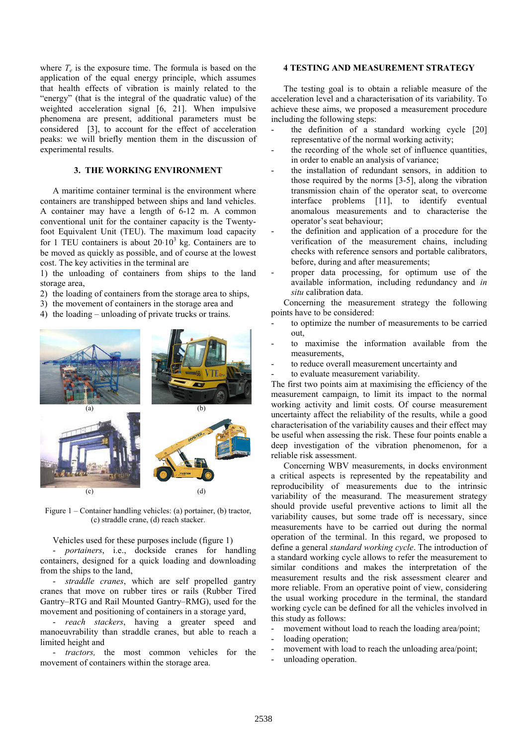where $T_e$ is the exposure time. The formula is based on the application of the equal energy principle, which assumes that health effects of vibration is mainly related to the "energy" (that is the integral of the quadratic value) of the weighted acceleration signal [6, 21]. When impulsive phenomena are present, additional parameters must be considered [3], to account for the effect of acceleration peaks: we will briefly mention them in the discussion of experimental results.

## 3. THE WORKING ENVIRONMENT

A maritime container terminal is the environment where containers are transhipped between ships and land vehicles. A container may have a length of 6-12 m. A common conventional unit for the container capacity is the Twenty-foot Equivalent Unit (TEU). The maximum load capacity for 1 TEU containers is about $20{\cdot}10^3$ kg. Containers are to be moved as quickly as possible, and of course at the lowest cost. The key activities in the terminal are

1) the unloading of containers from ships to the land storage area,
2) the loading of containers from the storage area to ships,
3) the movement of containers in the storage area and
4) the loading – unloading of private trucks or trains.

Figure 1 – Container handling vehicles: (a) portainer, (b) tractor, (c) straddle crane, (d) reach stacker.

Vehicles used for these purposes include (figure 1)

- *portainers*, i.e., dockside cranes for handling containers, designed for a quick loading and downloading from the ships to the land,
- *straddle cranes*, which are self propelled gantry cranes that move on rubber tires or rails (Rubber Tired Gantry–RTG and Rail Mounted Gantry–RMG), used for the movement and positioning of containers in a storage yard,
- *reach stackers*, having a greater speed and manoeuvrability than straddle cranes, but able to reach a limited height and
- *tractors,* the most common vehicles for the movement of containers within the storage area.

## 4 TESTING AND MEASUREMENT STRATEGY

The testing goal is to obtain a reliable measure of the acceleration level and a characterisation of its variability. To achieve these aims, we proposed a measurement procedure including the following steps:

- the definition of a standard working cycle [20] representative of the normal working activity;
- the recording of the whole set of influence quantities, in order to enable an analysis of variance;
- the installation of redundant sensors, in addition to those required by the norms [3-5], along the vibration transmission chain of the operator seat, to overcome interface problems [11], to identify eventual anomalous measurements and to characterise the operator's seat behaviour;
- the definition and application of a procedure for the verification of the measurement chains, including checks with reference sensors and portable calibrators, before, during and after measurements;
- proper data processing, for optimum use of the available information, including redundancy and *in situ* calibration data.

Concerning the measurement strategy the following points have to be considered:

- to optimize the number of measurements to be carried out,
- to maximise the information available from the measurements,
- to reduce overall measurement uncertainty and
- to evaluate measurement variability.

The first two points aim at maximising the efficiency of the measurement campaign, to limit its impact to the normal working activity and limit costs. Of course measurement uncertainty affect the reliability of the results, while a good characterisation of the variability causes and their effect may be useful when assessing the risk. These four points enable a deep investigation of the vibration phenomenon, for a reliable risk assessment.

Concerning WBV measurements, in docks environment a critical aspects is represented by the repeatability and reproducibility of measurements due to the intrinsic variability of the measurand. The measurement strategy should provide useful preventive actions to limit all the variability causes, but some trade off is necessary, since measurements have to be carried out during the normal operation of the terminal. In this regard, we proposed to define a general *standard working cycle*. The introduction of a standard working cycle allows to refer the measurement to similar conditions and makes the interpretation of the measurement results and the risk assessment clearer and more reliable. From an operative point of view, considering the usual working procedure in the terminal, the standard working cycle can be defined for all the vehicles involved in this study as follows:

- movement without load to reach the loading area/point;
- loading operation;
- movement with load to reach the unloading area/point;
- unloading operation.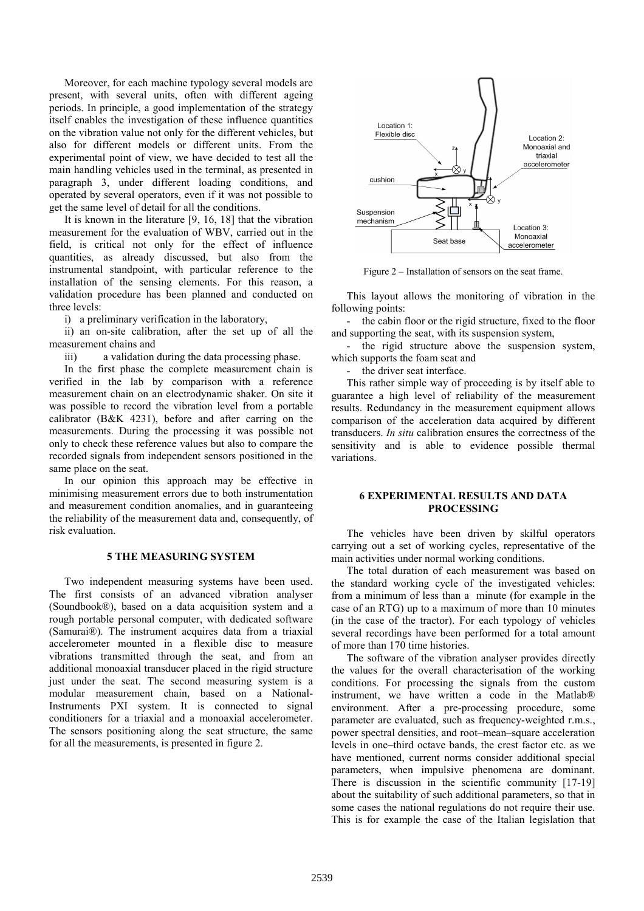Moreover, for each machine typology several models are present, with several units, often with different ageing periods. In principle, a good implementation of the strategy itself enables the investigation of these influence quantities on the vibration value not only for the different vehicles, but also for different models or different units. From the experimental point of view, we have decided to test all the main handling vehicles used in the terminal, as presented in paragraph 3, under different loading conditions, and operated by several operators, even if it was not possible to get the same level of detail for all the conditions.

It is known in the literature [9, 16, 18] that the vibration measurement for the evaluation of WBV, carried out in the field, is critical not only for the effect of influence quantities, as already discussed, but also from the instrumental standpoint, with particular reference to the installation of the sensing elements. For this reason, a validation procedure has been planned and conducted on three levels:

i) a preliminary verification in the laboratory,

ii) an on-site calibration, after the set up of all the measurement chains and

iii) a validation during the data processing phase.

In the first phase the complete measurement chain is verified in the lab by comparison with a reference measurement chain on an electrodynamic shaker. On site it was possible to record the vibration level from a portable calibrator (B&K 4231), before and after carring on the measurements. During the processing it was possible not only to check these reference values but also to compare the recorded signals from independent sensors positioned in the same place on the seat.

In our opinion this approach may be effective in minimising measurement errors due to both instrumentation and measurement condition anomalies, and in guaranteeing the reliability of the measurement data and, consequently, of risk evaluation.

## 5 THE MEASURING SYSTEM

Two independent measuring systems have been used. The first consists of an advanced vibration analyser (Soundbook®), based on a data acquisition system and a rough portable personal computer, with dedicated software (Samurai®). The instrument acquires data from a triaxial accelerometer mounted in a flexible disc to measure vibrations transmitted through the seat, and from an additional monoaxial transducer placed in the rigid structure just under the seat. The second measuring system is a modular measurement chain, based on a National-Instruments PXI system. It is connected to signal conditioners for a triaxial and a monoaxial accelerometer. The sensors positioning along the seat structure, the same for all the measurements, is presented in figure 2.

Figure 2 – Installation of sensors on the seat frame.

This layout allows the monitoring of vibration in the following points:

- the cabin floor or the rigid structure, fixed to the floor and supporting the seat, with its suspension system,
- the rigid structure above the suspension system, which supports the foam seat and
- the driver seat interface.

This rather simple way of proceeding is by itself able to guarantee a high level of reliability of the measurement results. Redundancy in the measurement equipment allows comparison of the acceleration data acquired by different transducers. *In situ* calibration ensures the correctness of the sensitivity and is able to evidence possible thermal variations.

## 6 EXPERIMENTAL RESULTS AND DATA PROCESSING

The vehicles have been driven by skilful operators carrying out a set of working cycles, representative of the main activities under normal working conditions.

The total duration of each measurement was based on the standard working cycle of the investigated vehicles: from a minimum of less than a minute (for example in the case of an RTG) up to a maximum of more than 10 minutes (in the case of the tractor). For each typology of vehicles several recordings have been performed for a total amount of more than 170 time histories.

The software of the vibration analyser provides directly the values for the overall characterisation of the working conditions. For processing the signals from the custom instrument, we have written a code in the Matlab® environment. After a pre-processing procedure, some parameter are evaluated, such as frequency-weighted r.m.s., power spectral densities, and root–mean–square acceleration levels in one–third octave bands, the crest factor etc. as we have mentioned, current norms consider additional special parameters, when impulsive phenomena are dominant. There is discussion in the scientific community [17-19] about the suitability of such additional parameters, so that in some cases the national regulations do not require their use. This is for example the case of the Italian legislation that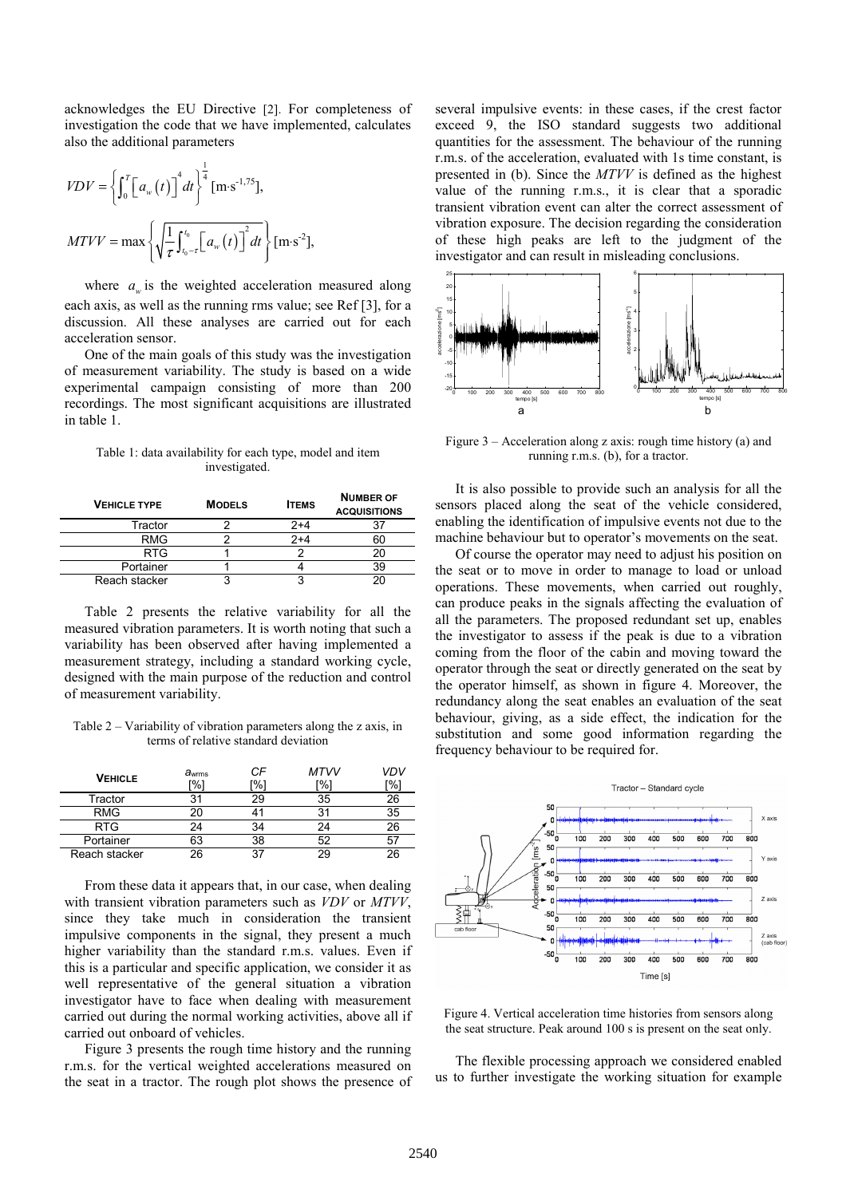acknowledges the EU Directive [2]. For completeness of investigation the code that we have implemented, calculates also the additional parameters

$$VDV = \left\{ \int_0^T \left[ a_w(t) \right]^4 dt \right\}^{\frac{1}{4}} [\mathrm{m \cdot s^{-1,75}}],$$

$$MTVV = \max \left\{ \sqrt{\frac{1}{\tau} \int_{t_0-\tau}^{t_0} \left[ a_w(t) \right]^2 dt} \right\} [\mathrm{m \cdot s^{-2}}],$$

where $a_w$ is the weighted acceleration measured along each axis, as well as the running rms value; see Ref [3], for a discussion. All these analyses are carried out for each acceleration sensor.

One of the main goals of this study was the investigation of measurement variability. The study is based on a wide experimental campaign consisting of more than 200 recordings. The most significant acquisitions are illustrated in table 1.

Table 1: data availability for each type, model and item investigated.

| VEHICLE TYPE | MODELS | ITEMS | NUMBER OF ACQUISITIONS |
|---|---|---|---|
| Tractor | 2 | 2+4 | 37 |
| RMG | 2 | 2+4 | 60 |
| RTG | 1 | 2 | 20 |
| Portainer | 1 | 4 | 39 |
| Reach stacker | 3 | 3 | 20 |

Table 2 presents the relative variability for all the measured vibration parameters. It is worth noting that such a variability has been observed after having implemented a measurement strategy, including a standard working cycle, designed with the main purpose of the reduction and control of measurement variability.

Table 2 – Variability of vibration parameters along the z axis, in terms of relative standard deviation

| VEHICLE | $a_{wrms}$ [%] | *CF* [%] | *MTVV* [%] | *VDV* [%] |
|---|---|---|---|---|
| Tractor | 31 | 29 | 35 | 26 |
| RMG | 20 | 41 | 31 | 35 |
| RTG | 24 | 34 | 24 | 26 |
| Portainer | 63 | 38 | 52 | 57 |
| Reach stacker | 26 | 37 | 29 | 26 |

From these data it appears that, in our case, when dealing with transient vibration parameters such as *VDV* or *MTVV*, since they take much in consideration the transient impulsive components in the signal, they present a much higher variability than the standard r.m.s. values. Even if this is a particular and specific application, we consider it as well representative of the general situation a vibration investigator have to face when dealing with measurement carried out during the normal working activities, above all if carried out onboard of vehicles.

Figure 3 presents the rough time history and the running r.m.s. for the vertical weighted accelerations measured on the seat in a tractor. The rough plot shows the presence of several impulsive events: in these cases, if the crest factor exceed 9, the ISO standard suggests two additional quantities for the assessment. The behaviour of the running r.m.s. of the acceleration, evaluated with 1s time constant, is presented in (b). Since the *MTVV* is defined as the highest value of the running r.m.s., it is clear that a sporadic transient vibration event can alter the correct assessment of vibration exposure. The decision regarding the consideration of these high peaks are left to the judgment of the investigator and can result in misleading conclusions.

Figure 3 – Acceleration along z axis: rough time history (a) and running r.m.s. (b), for a tractor.

It is also possible to provide such an analysis for all the sensors placed along the seat of the vehicle considered, enabling the identification of impulsive events not due to the machine behaviour but to operator's movements on the seat.

Of course the operator may need to adjust his position on the seat or to move in order to manage to load or unload operations. These movements, when carried out roughly, can produce peaks in the signals affecting the evaluation of all the parameters. The proposed redundant set up, enables the investigator to assess if the peak is due to a vibration coming from the floor of the cabin and moving toward the operator through the seat or directly generated on the seat by the operator himself, as shown in figure 4. Moreover, the redundancy along the seat enables an evaluation of the seat behaviour, giving, as a side effect, the indication for the substitution and some good information regarding the frequency behaviour to be required for.

Figure 4. Vertical acceleration time histories from sensors along the seat structure. Peak around 100 s is present on the seat only.

The flexible processing approach we considered enabled us to further investigate the working situation for example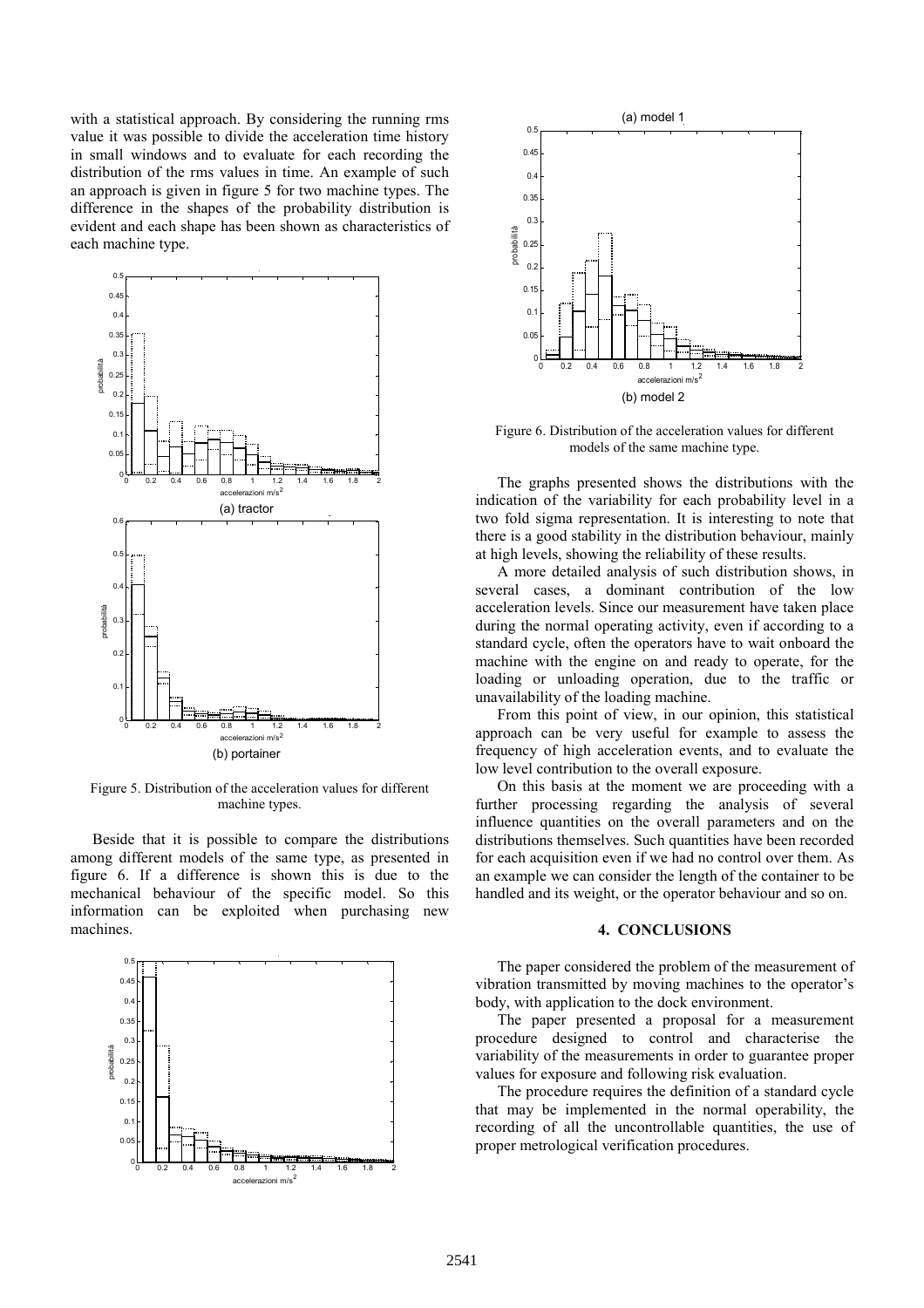with a statistical approach. By considering the running rms value it was possible to divide the acceleration time history in small windows and to evaluate for each recording the distribution of the rms values in time. An example of such an approach is given in figure 5 for two machine types. The difference in the shapes of the probability distribution is evident and each shape has been shown as characteristics of each machine type.

(a) tractor

(b) portainer

Figure 5. Distribution of the acceleration values for different machine types.

Beside that it is possible to compare the distributions among different models of the same type, as presented in figure 6. If a difference is shown this is due to the mechanical behaviour of the specific model. So this information can be exploited when purchasing new machines.

(a) model 1

(b) model 2

Figure 6. Distribution of the acceleration values for different models of the same machine type.

The graphs presented shows the distributions with the indication of the variability for each probability level in a two fold sigma representation. It is interesting to note that there is a good stability in the distribution behaviour, mainly at high levels, showing the reliability of these results.

A more detailed analysis of such distribution shows, in several cases, a dominant contribution of the low acceleration levels. Since our measurement have taken place during the normal operating activity, even if according to a standard cycle, often the operators have to wait onboard the machine with the engine on and ready to operate, for the loading or unloading operation, due to the traffic or unavailability of the loading machine.

From this point of view, in our opinion, this statistical approach can be very useful for example to assess the frequency of high acceleration events, and to evaluate the low level contribution to the overall exposure.

On this basis at the moment we are proceeding with a further processing regarding the analysis of several influence quantities on the overall parameters and on the distributions themselves. Such quantities have been recorded for each acquisition even if we had no control over them. As an example we can consider the length of the container to be handled and its weight, or the operator behaviour and so on.

## 4. CONCLUSIONS

The paper considered the problem of the measurement of vibration transmitted by moving machines to the operator's body, with application to the dock environment.

The paper presented a proposal for a measurement procedure designed to control and characterise the variability of the measurements in order to guarantee proper values for exposure and following risk evaluation.

The procedure requires the definition of a standard cycle that may be implemented in the normal operability, the recording of all the uncontrollable quantities, the use of proper metrological verification procedures.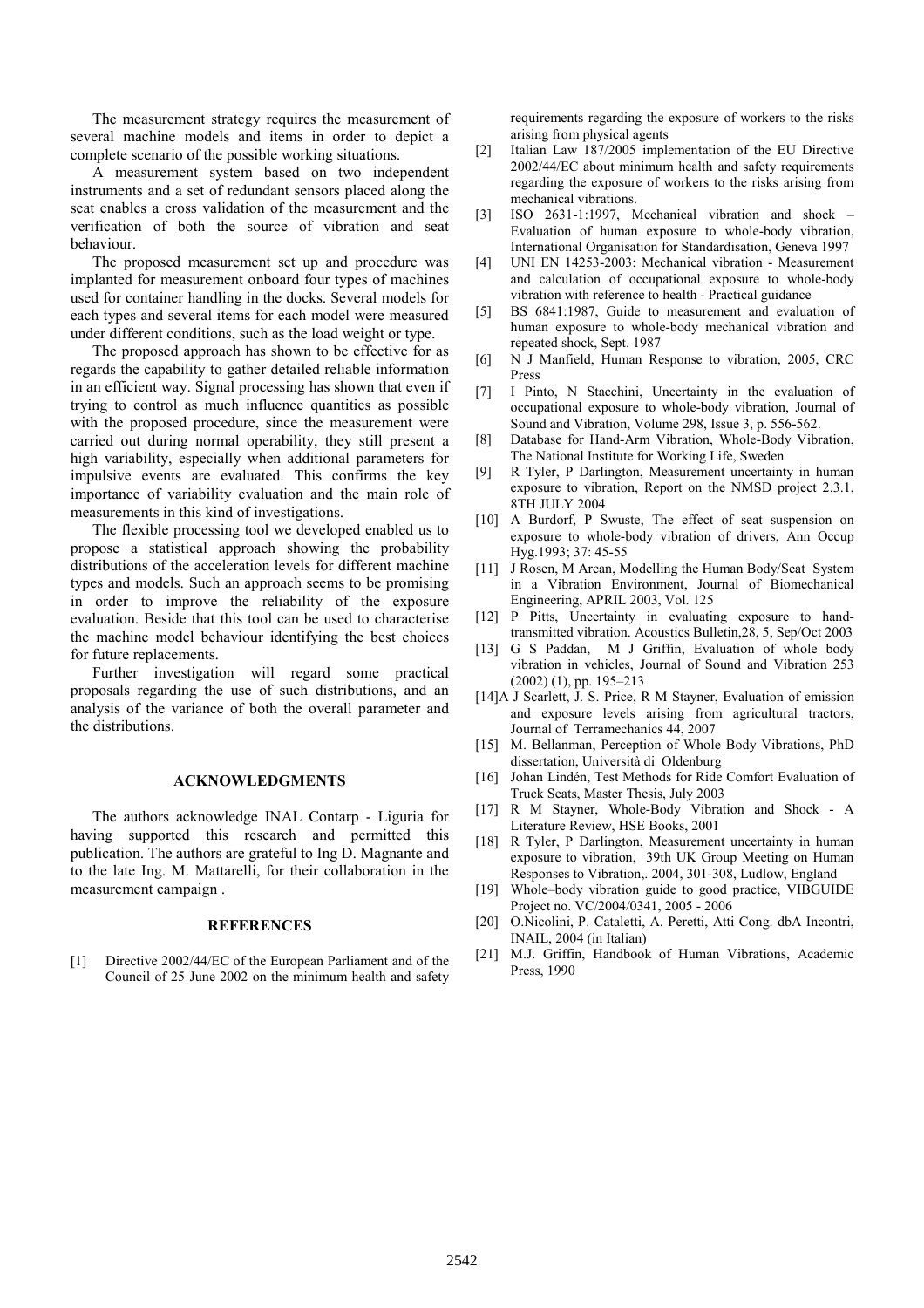The measurement strategy requires the measurement of several machine models and items in order to depict a complete scenario of the possible working situations.

A measurement system based on two independent instruments and a set of redundant sensors placed along the seat enables a cross validation of the measurement and the verification of both the source of vibration and seat behaviour.

The proposed measurement set up and procedure was implanted for measurement onboard four types of machines used for container handling in the docks. Several models for each types and several items for each model were measured under different conditions, such as the load weight or type.

The proposed approach has shown to be effective for as regards the capability to gather detailed reliable information in an efficient way. Signal processing has shown that even if trying to control as much influence quantities as possible with the proposed procedure, since the measurement were carried out during normal operability, they still present a high variability, especially when additional parameters for impulsive events are evaluated. This confirms the key importance of variability evaluation and the main role of measurements in this kind of investigations.

The flexible processing tool we developed enabled us to propose a statistical approach showing the probability distributions of the acceleration levels for different machine types and models. Such an approach seems to be promising in order to improve the reliability of the exposure evaluation. Beside that this tool can be used to characterise the machine model behaviour identifying the best choices for future replacements.

Further investigation will regard some practical proposals regarding the use of such distributions, and an analysis of the variance of both the overall parameter and the distributions.

## ACKNOWLEDGMENTS

The authors acknowledge INAL Contarp - Liguria for having supported this research and permitted this publication. The authors are grateful to Ing D. Magnante and to the late Ing. M. Mattarelli, for their collaboration in the measurement campaign .

## REFERENCES

[1] Directive 2002/44/EC of the European Parliament and of the Council of 25 June 2002 on the minimum health and safety requirements regarding the exposure of workers to the risks arising from physical agents

[2] Italian Law 187/2005 implementation of the EU Directive 2002/44/EC about minimum health and safety requirements regarding the exposure of workers to the risks arising from mechanical vibrations.

[3] ISO 2631-1:1997, Mechanical vibration and shock – Evaluation of human exposure to whole-body vibration, International Organisation for Standardisation, Geneva 1997

[4] UNI EN 14253-2003: Mechanical vibration - Measurement and calculation of occupational exposure to whole-body vibration with reference to health - Practical guidance

[5] BS 6841:1987, Guide to measurement and evaluation of human exposure to whole-body mechanical vibration and repeated shock, Sept. 1987

[6] N J Manfield, Human Response to vibration, 2005, CRC Press

[7] I Pinto, N Stacchini, Uncertainty in the evaluation of occupational exposure to whole-body vibration, Journal of Sound and Vibration, Volume 298, Issue 3, p. 556-562.

[8] Database for Hand-Arm Vibration, Whole-Body Vibration, The National Institute for Working Life, Sweden

[9] R Tyler, P Darlington, Measurement uncertainty in human exposure to vibration, Report on the NMSD project 2.3.1, 8TH JULY 2004

[10] A Burdorf, P Swuste, The effect of seat suspension on exposure to whole-body vibration of drivers, Ann Occup Hyg.1993; 37: 45-55

[11] J Rosen, M Arcan, Modelling the Human Body/Seat System in a Vibration Environment, Journal of Biomechanical Engineering, APRIL 2003, Vol. 125

[12] P Pitts, Uncertainty in evaluating exposure to hand-transmitted vibration. Acoustics Bulletin,28, 5, Sep/Oct 2003

[13] G S Paddan, M J Griffin, Evaluation of whole body vibration in vehicles, Journal of Sound and Vibration 253 (2002) (1), pp. 195–213

[14] A J Scarlett, J. S. Price, R M Stayner, Evaluation of emission and exposure levels arising from agricultural tractors, Journal of Terramechanics 44, 2007

[15] M. Bellanman, Perception of Whole Body Vibrations, PhD dissertation, Università di Oldenburg

[16] Johan Lindén, Test Methods for Ride Comfort Evaluation of Truck Seats, Master Thesis, July 2003

[17] R M Stayner, Whole-Body Vibration and Shock - A Literature Review, HSE Books, 2001

[18] R Tyler, P Darlington, Measurement uncertainty in human exposure to vibration, 39th UK Group Meeting on Human Responses to Vibration,. 2004, 301-308, Ludlow, England

[19] Whole–body vibration guide to good practice, VIBGUIDE Project no. VC/2004/0341, 2005 - 2006

[20] O.Nicolini, P. Cataletti, A. Peretti, Atti Cong. dbA Incontri, INAIL, 2004 (in Italian)

[21] M.J. Griffin, Handbook of Human Vibrations, Academic Press, 1990